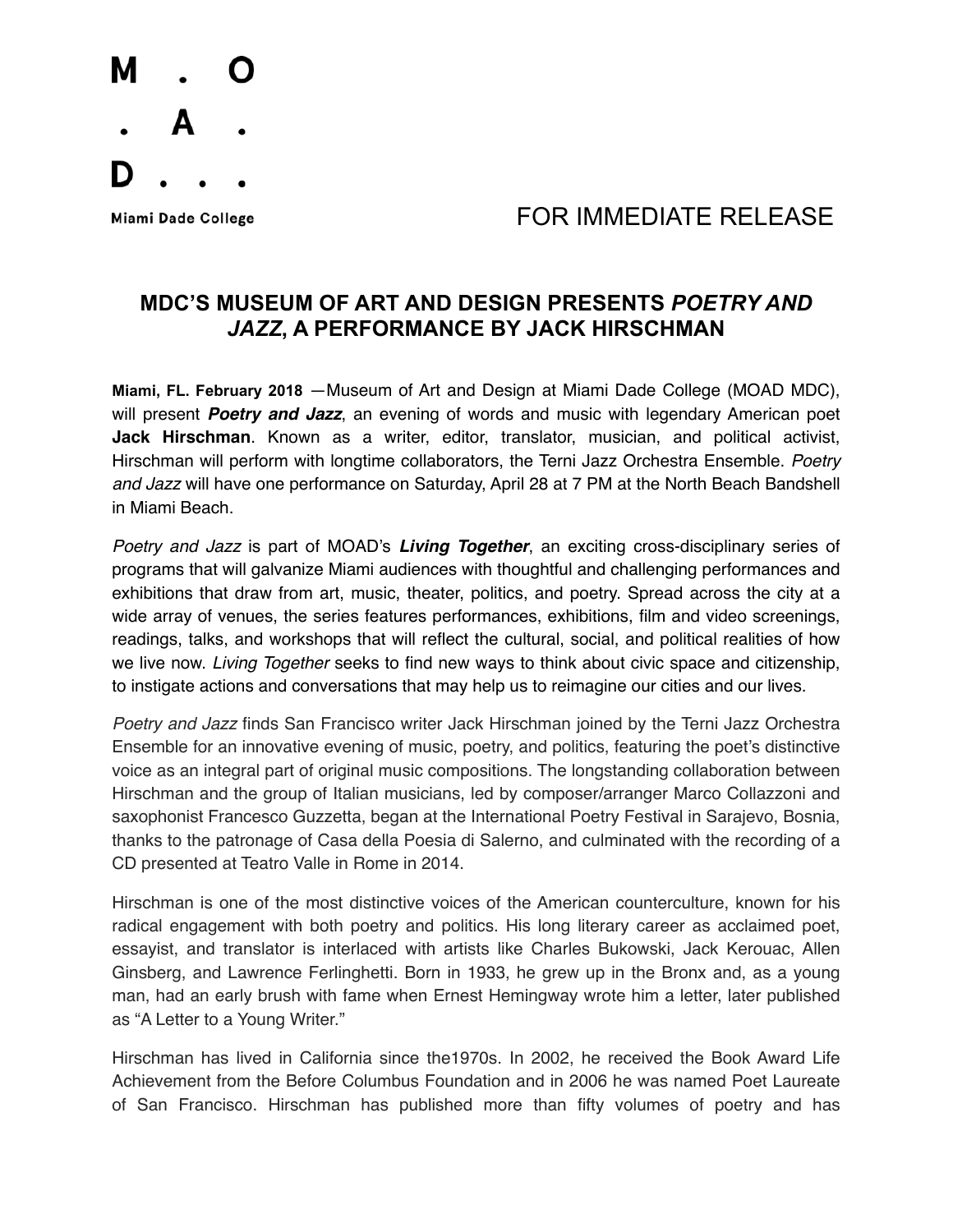M . O
. A .
D . . .

Miami Dade College

FOR IMMEDIATE RELEASE

## MDC'S MUSEUM OF ART AND DESIGN PRESENTS *POETRY AND JAZZ*, A PERFORMANCE BY JACK HIRSCHMAN

**Miami, FL. February 2018** —Museum of Art and Design at Miami Dade College (MOAD MDC), will present ***Poetry and Jazz***, an evening of words and music with legendary American poet **Jack Hirschman**. Known as a writer, editor, translator, musician, and political activist, Hirschman will perform with longtime collaborators, the Terni Jazz Orchestra Ensemble. *Poetry and Jazz* will have one performance on Saturday, April 28 at 7 PM at the North Beach Bandshell in Miami Beach.

*Poetry and Jazz* is part of MOAD's ***Living Together***, an exciting cross-disciplinary series of programs that will galvanize Miami audiences with thoughtful and challenging performances and exhibitions that draw from art, music, theater, politics, and poetry. Spread across the city at a wide array of venues, the series features performances, exhibitions, film and video screenings, readings, talks, and workshops that will reflect the cultural, social, and political realities of how we live now. *Living Together* seeks to find new ways to think about civic space and citizenship, to instigate actions and conversations that may help us to reimagine our cities and our lives.

*Poetry and Jazz* finds San Francisco writer Jack Hirschman joined by the Terni Jazz Orchestra Ensemble for an innovative evening of music, poetry, and politics, featuring the poet's distinctive voice as an integral part of original music compositions. The longstanding collaboration between Hirschman and the group of Italian musicians, led by composer/arranger Marco Collazzoni and saxophonist Francesco Guzzetta, began at the International Poetry Festival in Sarajevo, Bosnia, thanks to the patronage of Casa della Poesia di Salerno, and culminated with the recording of a CD presented at Teatro Valle in Rome in 2014.

Hirschman is one of the most distinctive voices of the American counterculture, known for his radical engagement with both poetry and politics. His long literary career as acclaimed poet, essayist, and translator is interlaced with artists like Charles Bukowski, Jack Kerouac, Allen Ginsberg, and Lawrence Ferlinghetti. Born in 1933, he grew up in the Bronx and, as a young man, had an early brush with fame when Ernest Hemingway wrote him a letter, later published as "A Letter to a Young Writer."

Hirschman has lived in California since the1970s. In 2002, he received the Book Award Life Achievement from the Before Columbus Foundation and in 2006 he was named Poet Laureate of San Francisco. Hirschman has published more than fifty volumes of poetry and has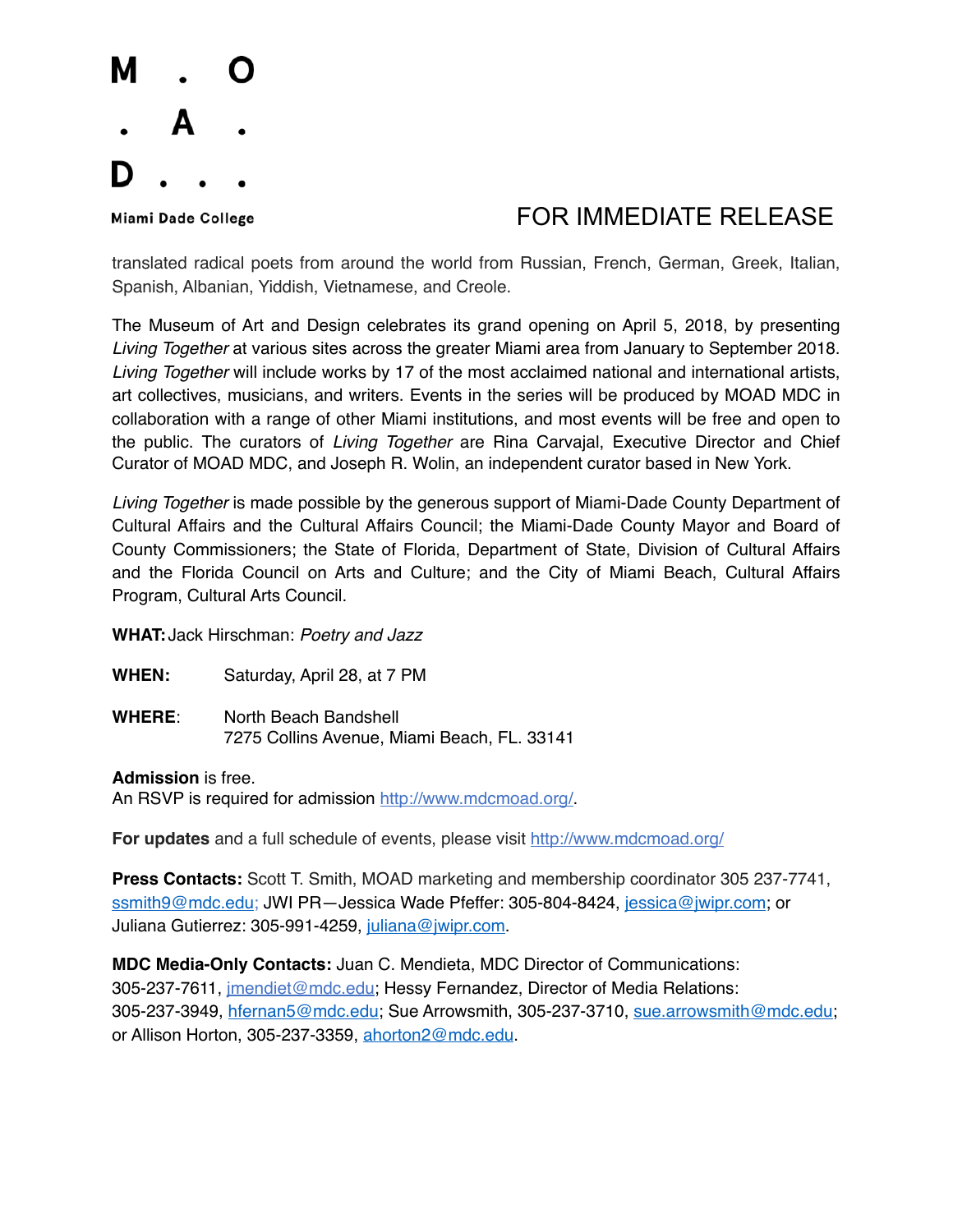translated radical poets from around the world from Russian, French, German, Greek, Italian, Spanish, Albanian, Yiddish, Vietnamese, and Creole.

The Museum of Art and Design celebrates its grand opening on April 5, 2018, by presenting *Living Together* at various sites across the greater Miami area from January to September 2018. *Living Together* will include works by 17 of the most acclaimed national and international artists, art collectives, musicians, and writers. Events in the series will be produced by MOAD MDC in collaboration with a range of other Miami institutions, and most events will be free and open to the public. The curators of *Living Together* are Rina Carvajal, Executive Director and Chief Curator of MOAD MDC, and Joseph R. Wolin, an independent curator based in New York.

*Living Together* is made possible by the generous support of Miami-Dade County Department of Cultural Affairs and the Cultural Affairs Council; the Miami-Dade County Mayor and Board of County Commissioners; the State of Florida, Department of State, Division of Cultural Affairs and the Florida Council on Arts and Culture; and the City of Miami Beach, Cultural Affairs Program, Cultural Arts Council.

**WHAT:** Jack Hirschman: *Poetry and Jazz*

**WHEN:** Saturday, April 28, at 7 PM

**WHERE**: North Beach Bandshell
7275 Collins Avenue, Miami Beach, FL. 33141

**Admission** is free.
An RSVP is required for admission http://www.mdcmoad.org/.

**For updates** and a full schedule of events, please visit http://www.mdcmoad.org/

**Press Contacts:** Scott T. Smith, MOAD marketing and membership coordinator 305 237-7741, ssmith9@mdc.edu; JWI PR—Jessica Wade Pfeffer: 305-804-8424, jessica@jwipr.com; or Juliana Gutierrez: 305-991-4259, juliana@jwipr.com.

**MDC Media-Only Contacts:** Juan C. Mendieta, MDC Director of Communications: 305-237-7611, jmendiet@mdc.edu; Hessy Fernandez, Director of Media Relations: 305-237-3949, hfernan5@mdc.edu; Sue Arrowsmith, 305-237-3710, sue.arrowsmith@mdc.edu; or Allison Horton, 305-237-3359, ahorton2@mdc.edu.